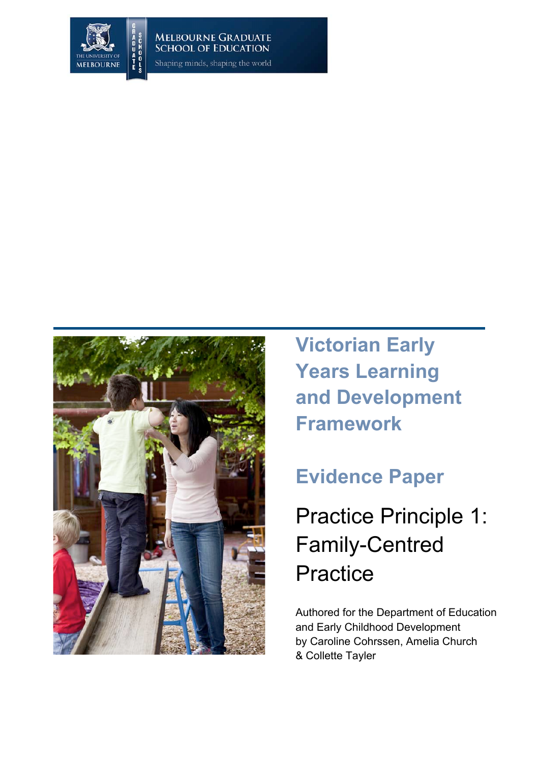MELBOURNE GRADUATE SCHOOL OF EDUCATION

Shaping minds, shaping the world

# Victorian Early Years Learning and Development Framework

## Evidence Paper

## Practice Principle 1: Family-Centred Practice

Authored for the Department of Education and Early Childhood Development by Caroline Cohrssen, Amelia Church & Collette Tayler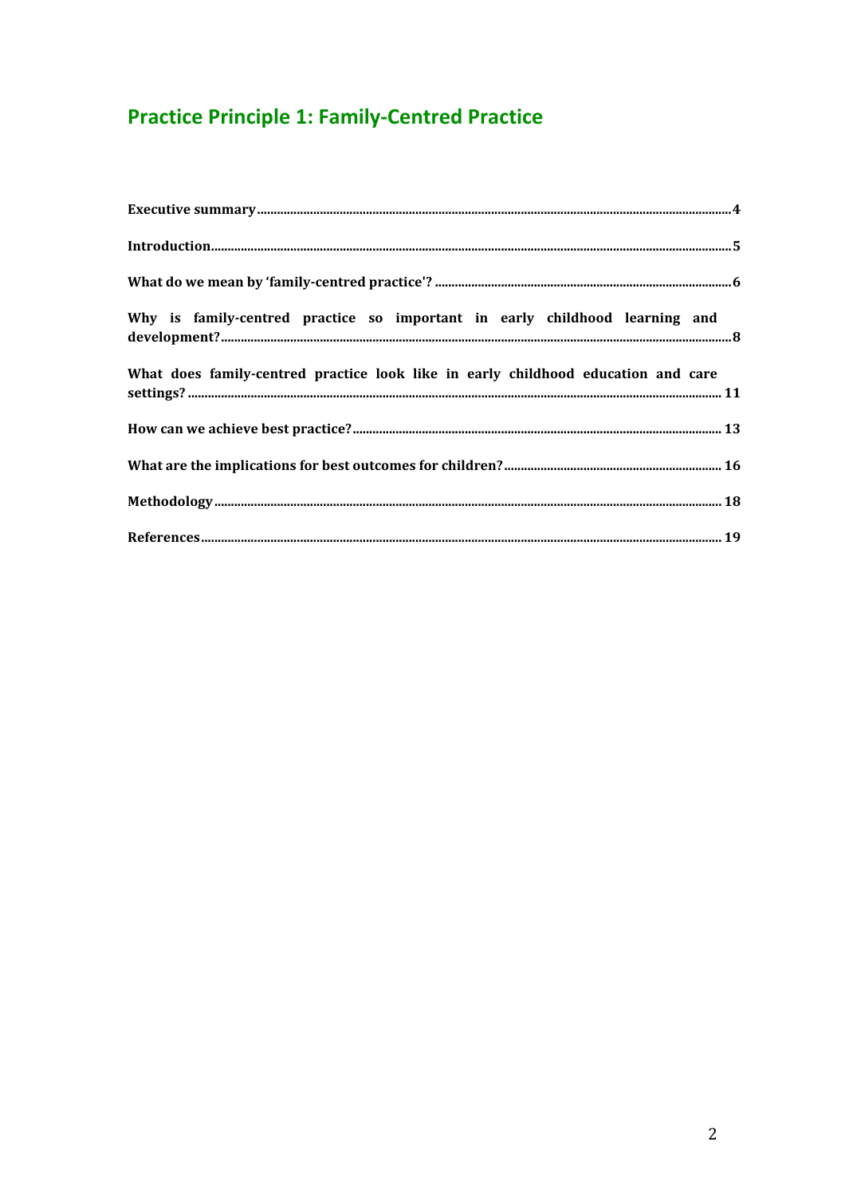# Practice Principle 1: Family-Centred Practice

**Executive summary** ........ 4

**Introduction** ........ 5

**What do we mean by 'family-centred practice'?** ........ 6

**Why is family-centred practice so important in early childhood learning and development?** ........ 8

**What does family-centred practice look like in early childhood education and care settings?** ........ 11

**How can we achieve best practice?** ........ 13

**What are the implications for best outcomes for children?** ........ 16

**Methodology** ........ 18

**References** ........ 19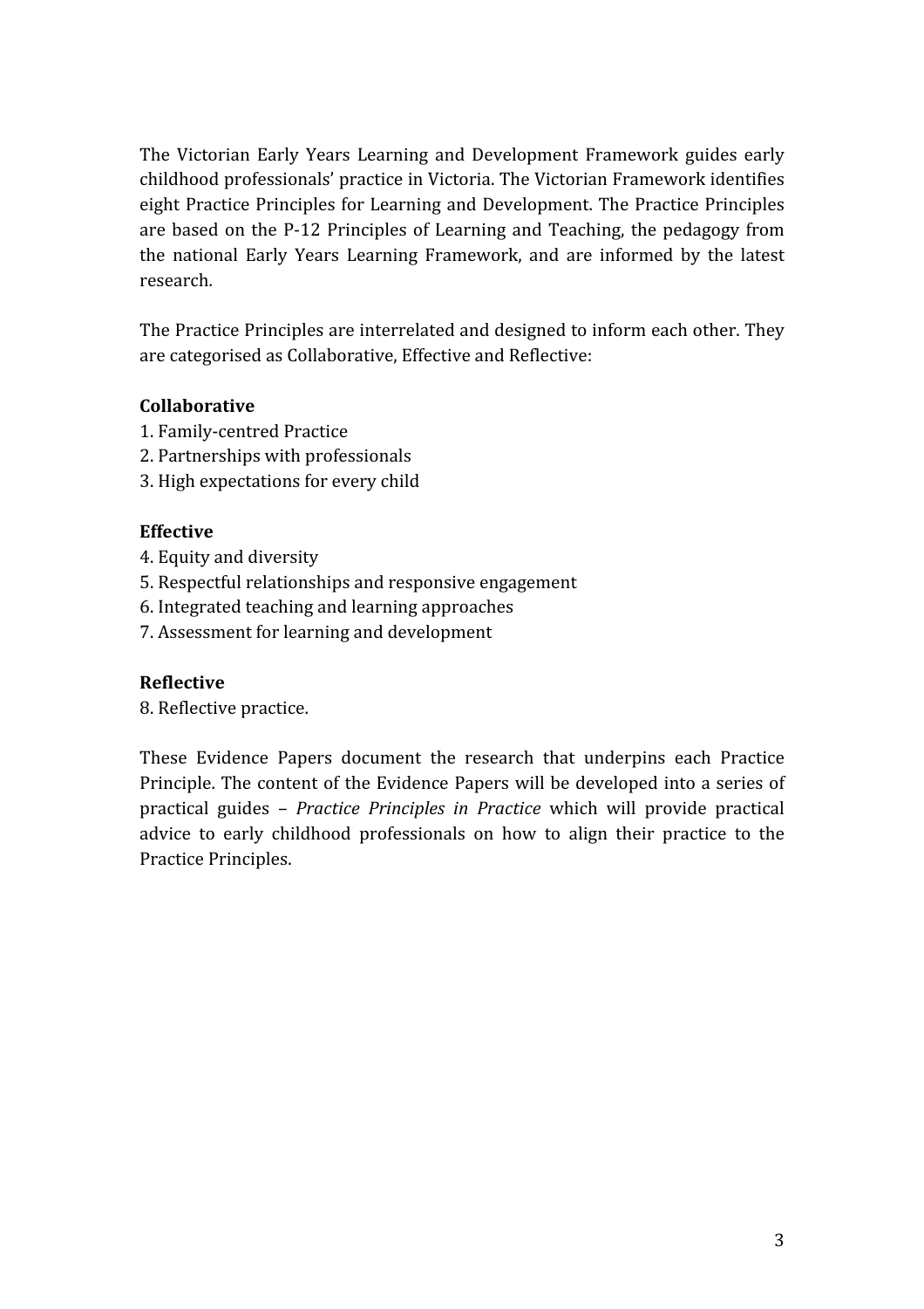The Victorian Early Years Learning and Development Framework guides early childhood professionals' practice in Victoria. The Victorian Framework identifies eight Practice Principles for Learning and Development. The Practice Principles are based on the P-12 Principles of Learning and Teaching, the pedagogy from the national Early Years Learning Framework, and are informed by the latest research.

The Practice Principles are interrelated and designed to inform each other. They are categorised as Collaborative, Effective and Reflective:

**Collaborative**

1. Family-centred Practice
2. Partnerships with professionals
3. High expectations for every child

**Effective**

4. Equity and diversity
5. Respectful relationships and responsive engagement
6. Integrated teaching and learning approaches
7. Assessment for learning and development

**Reflective**

8. Reflective practice.

These Evidence Papers document the research that underpins each Practice Principle. The content of the Evidence Papers will be developed into a series of practical guides – *Practice Principles in Practice* which will provide practical advice to early childhood professionals on how to align their practice to the Practice Principles.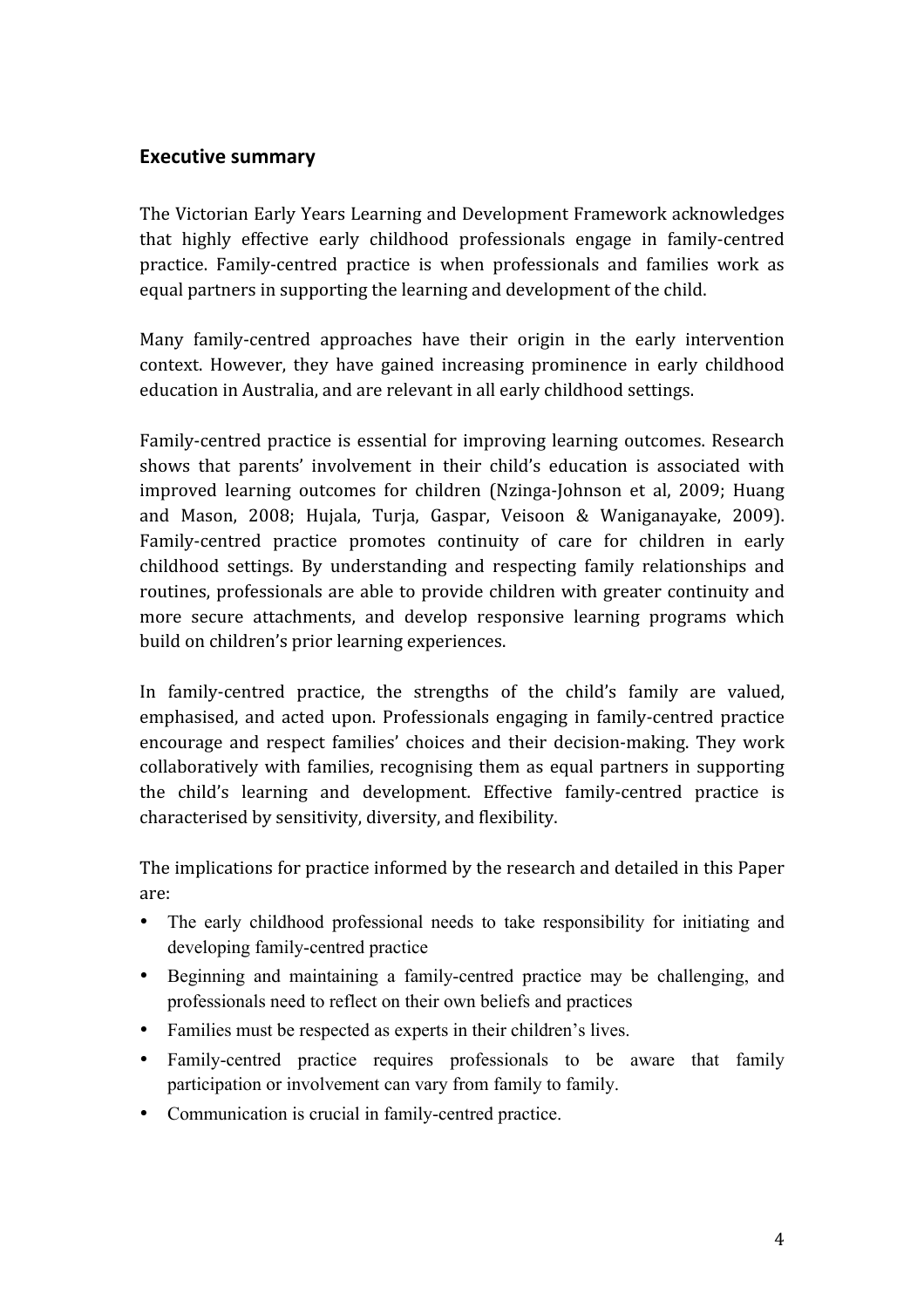## Executive summary

The Victorian Early Years Learning and Development Framework acknowledges that highly effective early childhood professionals engage in family-centred practice. Family-centred practice is when professionals and families work as equal partners in supporting the learning and development of the child.

Many family-centred approaches have their origin in the early intervention context. However, they have gained increasing prominence in early childhood education in Australia, and are relevant in all early childhood settings.

Family-centred practice is essential for improving learning outcomes. Research shows that parents' involvement in their child's education is associated with improved learning outcomes for children (Nzinga-Johnson et al, 2009; Huang and Mason, 2008; Hujala, Turja, Gaspar, Veisoon & Waniganayake, 2009). Family-centred practice promotes continuity of care for children in early childhood settings. By understanding and respecting family relationships and routines, professionals are able to provide children with greater continuity and more secure attachments, and develop responsive learning programs which build on children's prior learning experiences.

In family-centred practice, the strengths of the child's family are valued, emphasised, and acted upon. Professionals engaging in family-centred practice encourage and respect families' choices and their decision-making. They work collaboratively with families, recognising them as equal partners in supporting the child's learning and development. Effective family-centred practice is characterised by sensitivity, diversity, and flexibility.

The implications for practice informed by the research and detailed in this Paper are:

- The early childhood professional needs to take responsibility for initiating and developing family-centred practice
- Beginning and maintaining a family-centred practice may be challenging, and professionals need to reflect on their own beliefs and practices
- Families must be respected as experts in their children's lives.
- Family-centred practice requires professionals to be aware that family participation or involvement can vary from family to family.
- Communication is crucial in family-centred practice.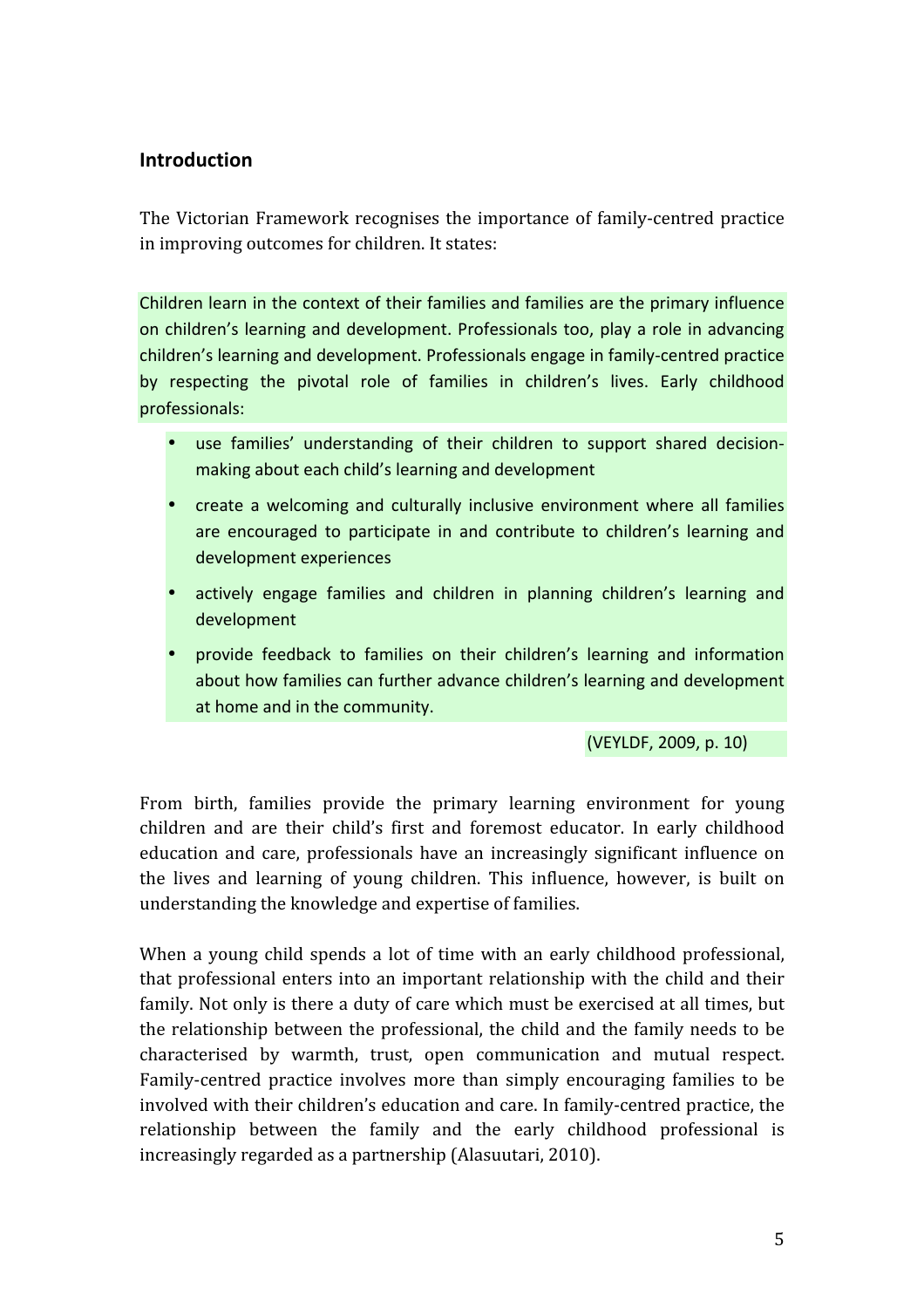## Introduction

The Victorian Framework recognises the importance of family-centred practice in improving outcomes for children. It states:

> Children learn in the context of their families and families are the primary influence on children's learning and development. Professionals too, play a role in advancing children's learning and development. Professionals engage in family-centred practice by respecting the pivotal role of families in children's lives. Early childhood professionals:
>
> - use families' understanding of their children to support shared decision-making about each child's learning and development
> - create a welcoming and culturally inclusive environment where all families are encouraged to participate in and contribute to children's learning and development experiences
> - actively engage families and children in planning children's learning and development
> - provide feedback to families on their children's learning and information about how families can further advance children's learning and development at home and in the community.
>
> (VEYLDF, 2009, p. 10)

From birth, families provide the primary learning environment for young children and are their child's first and foremost educator. In early childhood education and care, professionals have an increasingly significant influence on the lives and learning of young children. This influence, however, is built on understanding the knowledge and expertise of families.

When a young child spends a lot of time with an early childhood professional, that professional enters into an important relationship with the child and their family. Not only is there a duty of care which must be exercised at all times, but the relationship between the professional, the child and the family needs to be characterised by warmth, trust, open communication and mutual respect. Family-centred practice involves more than simply encouraging families to be involved with their children's education and care. In family-centred practice, the relationship between the family and the early childhood professional is increasingly regarded as a partnership (Alasuutari, 2010).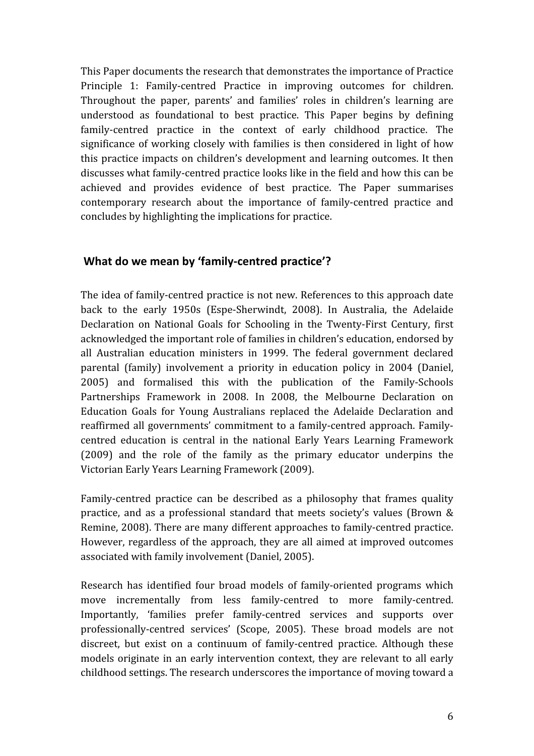This Paper documents the research that demonstrates the importance of Practice Principle 1: Family-centred Practice in improving outcomes for children. Throughout the paper, parents' and families' roles in children's learning are understood as foundational to best practice. This Paper begins by defining family-centred practice in the context of early childhood practice. The significance of working closely with families is then considered in light of how this practice impacts on children's development and learning outcomes. It then discusses what family-centred practice looks like in the field and how this can be achieved and provides evidence of best practice. The Paper summarises contemporary research about the importance of family-centred practice and concludes by highlighting the implications for practice.

## What do we mean by 'family-centred practice'?

The idea of family-centred practice is not new. References to this approach date back to the early 1950s (Espe-Sherwindt, 2008). In Australia, the Adelaide Declaration on National Goals for Schooling in the Twenty-First Century, first acknowledged the important role of families in children's education, endorsed by all Australian education ministers in 1999. The federal government declared parental (family) involvement a priority in education policy in 2004 (Daniel, 2005) and formalised this with the publication of the Family-Schools Partnerships Framework in 2008. In 2008, the Melbourne Declaration on Education Goals for Young Australians replaced the Adelaide Declaration and reaffirmed all governments' commitment to a family-centred approach. Family-centred education is central in the national Early Years Learning Framework (2009) and the role of the family as the primary educator underpins the Victorian Early Years Learning Framework (2009).

Family-centred practice can be described as a philosophy that frames quality practice, and as a professional standard that meets society's values (Brown & Remine, 2008). There are many different approaches to family-centred practice. However, regardless of the approach, they are all aimed at improved outcomes associated with family involvement (Daniel, 2005).

Research has identified four broad models of family-oriented programs which move incrementally from less family-centred to more family-centred. Importantly, 'families prefer family-centred services and supports over professionally-centred services' (Scope, 2005). These broad models are not discreet, but exist on a continuum of family-centred practice. Although these models originate in an early intervention context, they are relevant to all early childhood settings. The research underscores the importance of moving toward a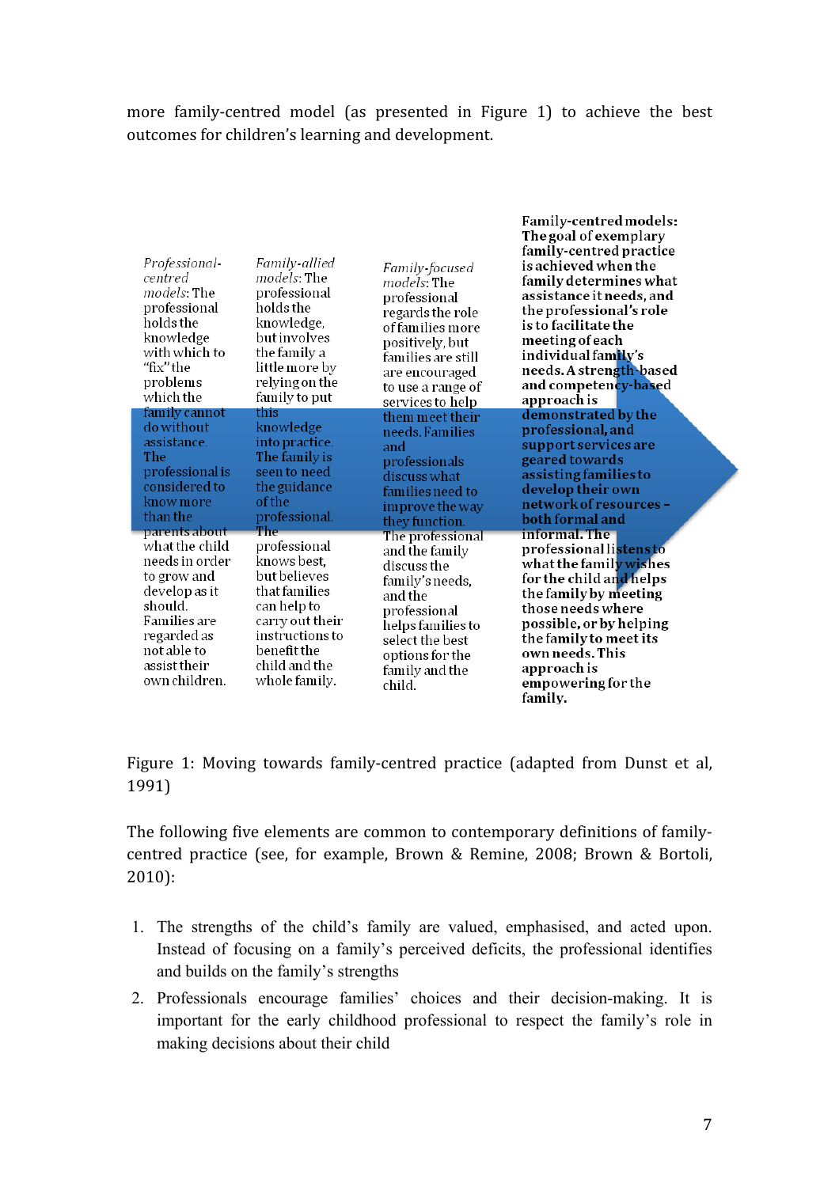more family-centred model (as presented in Figure 1) to achieve the best outcomes for children's learning and development.

| *Professional-centred models*: The professional holds the knowledge with which to "fix" the problems which the family cannot do without assistance. The professional is considered to know more than the parents about what the child needs in order to grow and develop as it should. Families are regarded as not able to assist their own children. | *Family-allied models*: The professional holds the knowledge, but involves the family a little more by relying on the family to put this knowledge into practice. The family is seen to need the guidance of the professional. The professional knows best, but believes that families can help to carry out their instructions to benefit the child and the whole family. | *Family-focused models*: The professional regards the role of families more positively, but families are still are encouraged to use a range of services to help them meet their needs. Families and professionals discuss what families need to improve the way they function. The professional and the family discuss the family's needs, and the professional helps families to select the best options for the family and the child. | **Family-centred models: The goal of exemplary family-centred practice is achieved when the family determines what assistance it needs, and the professional's role is to facilitate the meeting of each individual family's needs. A strength-based and competency-based approach is demonstrated by the professional, and support services are geared towards assisting families to develop their own network of resources – both formal and informal. The professional listens to what the family wishes for the child and helps the family by meeting those needs where possible, or by helping the family to meet its own needs. This approach is empowering for the family.** |
|---|---|---|---|

Figure 1: Moving towards family-centred practice (adapted from Dunst et al, 1991)

The following five elements are common to contemporary definitions of family-centred practice (see, for example, Brown & Remine, 2008; Brown & Bortoli, 2010):

1. The strengths of the child's family are valued, emphasised, and acted upon. Instead of focusing on a family's perceived deficits, the professional identifies and builds on the family's strengths
2. Professionals encourage families' choices and their decision-making. It is important for the early childhood professional to respect the family's role in making decisions about their child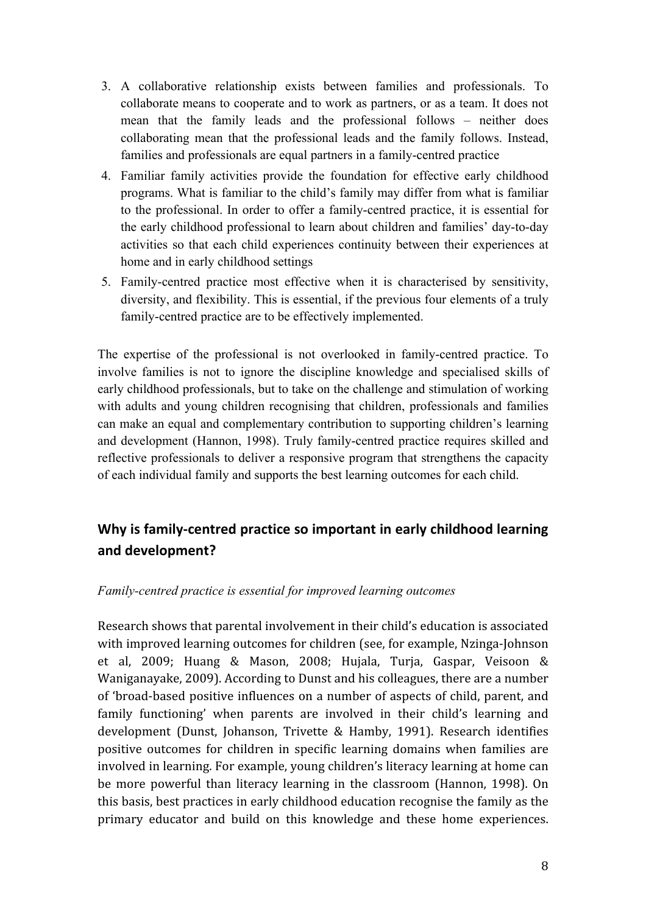3. A collaborative relationship exists between families and professionals. To collaborate means to cooperate and to work as partners, or as a team. It does not mean that the family leads and the professional follows – neither does collaborating mean that the professional leads and the family follows. Instead, families and professionals are equal partners in a family-centred practice
4. Familiar family activities provide the foundation for effective early childhood programs. What is familiar to the child's family may differ from what is familiar to the professional. In order to offer a family-centred practice, it is essential for the early childhood professional to learn about children and families' day-to-day activities so that each child experiences continuity between their experiences at home and in early childhood settings
5. Family-centred practice most effective when it is characterised by sensitivity, diversity, and flexibility. This is essential, if the previous four elements of a truly family-centred practice are to be effectively implemented.

The expertise of the professional is not overlooked in family-centred practice. To involve families is not to ignore the discipline knowledge and specialised skills of early childhood professionals, but to take on the challenge and stimulation of working with adults and young children recognising that children, professionals and families can make an equal and complementary contribution to supporting children's learning and development (Hannon, 1998). Truly family-centred practice requires skilled and reflective professionals to deliver a responsive program that strengthens the capacity of each individual family and supports the best learning outcomes for each child.

## Why is family-centred practice so important in early childhood learning and development?

*Family-centred practice is essential for improved learning outcomes*

Research shows that parental involvement in their child's education is associated with improved learning outcomes for children (see, for example, Nzinga-Johnson et al, 2009; Huang & Mason, 2008; Hujala, Turja, Gaspar, Veisoon & Waniganayake, 2009). According to Dunst and his colleagues, there are a number of 'broad-based positive influences on a number of aspects of child, parent, and family functioning' when parents are involved in their child's learning and development (Dunst, Johanson, Trivette & Hamby, 1991). Research identifies positive outcomes for children in specific learning domains when families are involved in learning. For example, young children's literacy learning at home can be more powerful than literacy learning in the classroom (Hannon, 1998). On this basis, best practices in early childhood education recognise the family as the primary educator and build on this knowledge and these home experiences.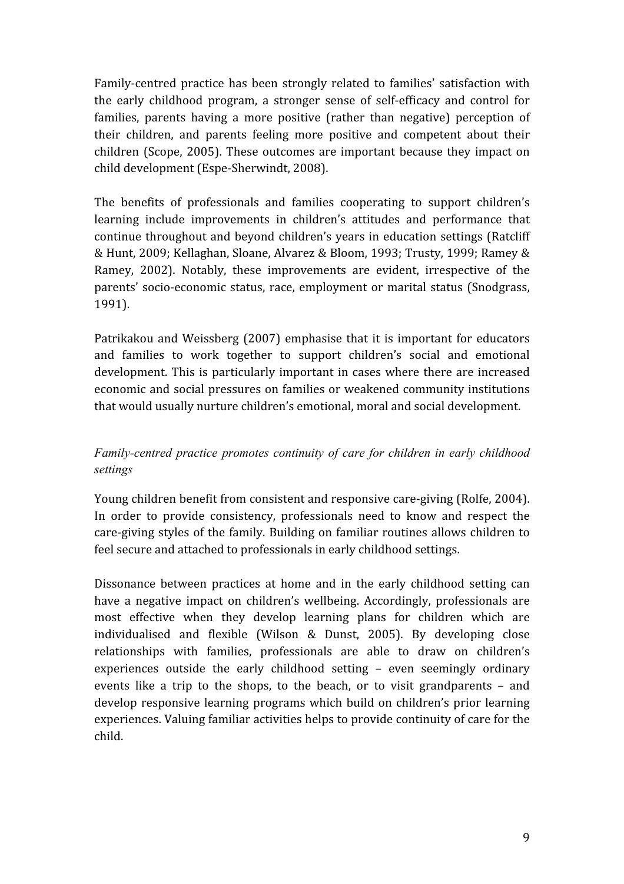Family-centred practice has been strongly related to families' satisfaction with the early childhood program, a stronger sense of self-efficacy and control for families, parents having a more positive (rather than negative) perception of their children, and parents feeling more positive and competent about their children (Scope, 2005). These outcomes are important because they impact on child development (Espe-Sherwindt, 2008).

The benefits of professionals and families cooperating to support children's learning include improvements in children's attitudes and performance that continue throughout and beyond children's years in education settings (Ratcliff & Hunt, 2009; Kellaghan, Sloane, Alvarez & Bloom, 1993; Trusty, 1999; Ramey & Ramey, 2002). Notably, these improvements are evident, irrespective of the parents' socio-economic status, race, employment or marital status (Snodgrass, 1991).

Patrikakou and Weissberg (2007) emphasise that it is important for educators and families to work together to support children's social and emotional development. This is particularly important in cases where there are increased economic and social pressures on families or weakened community institutions that would usually nurture children's emotional, moral and social development.

*Family-centred practice promotes continuity of care for children in early childhood settings*

Young children benefit from consistent and responsive care-giving (Rolfe, 2004). In order to provide consistency, professionals need to know and respect the care-giving styles of the family. Building on familiar routines allows children to feel secure and attached to professionals in early childhood settings.

Dissonance between practices at home and in the early childhood setting can have a negative impact on children's wellbeing. Accordingly, professionals are most effective when they develop learning plans for children which are individualised and flexible (Wilson & Dunst, 2005). By developing close relationships with families, professionals are able to draw on children's experiences outside the early childhood setting – even seemingly ordinary events like a trip to the shops, to the beach, or to visit grandparents – and develop responsive learning programs which build on children's prior learning experiences. Valuing familiar activities helps to provide continuity of care for the child.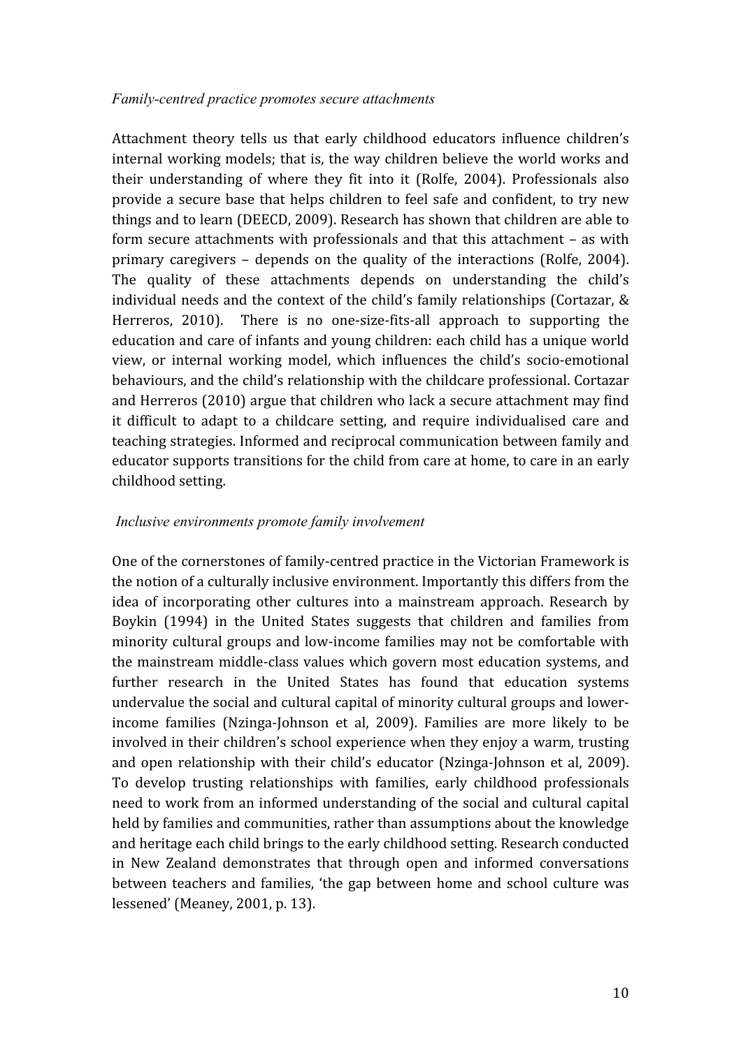*Family-centred practice promotes secure attachments*

Attachment theory tells us that early childhood educators influence children's internal working models; that is, the way children believe the world works and their understanding of where they fit into it (Rolfe, 2004). Professionals also provide a secure base that helps children to feel safe and confident, to try new things and to learn (DEECD, 2009). Research has shown that children are able to form secure attachments with professionals and that this attachment – as with primary caregivers – depends on the quality of the interactions (Rolfe, 2004). The quality of these attachments depends on understanding the child's individual needs and the context of the child's family relationships (Cortazar, & Herreros, 2010). There is no one-size-fits-all approach to supporting the education and care of infants and young children: each child has a unique world view, or internal working model, which influences the child's socio-emotional behaviours, and the child's relationship with the childcare professional. Cortazar and Herreros (2010) argue that children who lack a secure attachment may find it difficult to adapt to a childcare setting, and require individualised care and teaching strategies. Informed and reciprocal communication between family and educator supports transitions for the child from care at home, to care in an early childhood setting.

*Inclusive environments promote family involvement*

One of the cornerstones of family-centred practice in the Victorian Framework is the notion of a culturally inclusive environment. Importantly this differs from the idea of incorporating other cultures into a mainstream approach. Research by Boykin (1994) in the United States suggests that children and families from minority cultural groups and low-income families may not be comfortable with the mainstream middle-class values which govern most education systems, and further research in the United States has found that education systems undervalue the social and cultural capital of minority cultural groups and lower-income families (Nzinga-Johnson et al, 2009). Families are more likely to be involved in their children's school experience when they enjoy a warm, trusting and open relationship with their child's educator (Nzinga-Johnson et al, 2009). To develop trusting relationships with families, early childhood professionals need to work from an informed understanding of the social and cultural capital held by families and communities, rather than assumptions about the knowledge and heritage each child brings to the early childhood setting. Research conducted in New Zealand demonstrates that through open and informed conversations between teachers and families, 'the gap between home and school culture was lessened' (Meaney, 2001, p. 13).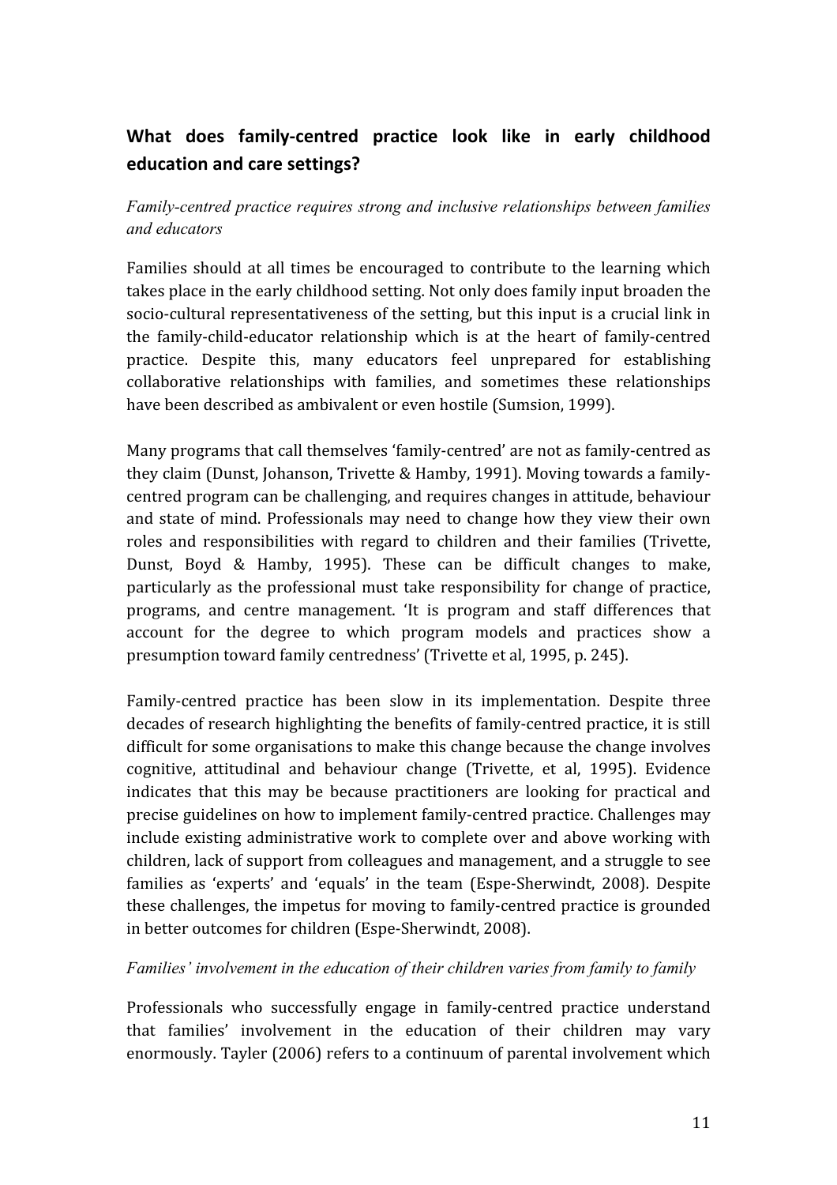## What does family-centred practice look like in early childhood education and care settings?

*Family-centred practice requires strong and inclusive relationships between families and educators*

Families should at all times be encouraged to contribute to the learning which takes place in the early childhood setting. Not only does family input broaden the socio-cultural representativeness of the setting, but this input is a crucial link in the family-child-educator relationship which is at the heart of family-centred practice. Despite this, many educators feel unprepared for establishing collaborative relationships with families, and sometimes these relationships have been described as ambivalent or even hostile (Sumsion, 1999).

Many programs that call themselves 'family-centred' are not as family-centred as they claim (Dunst, Johanson, Trivette & Hamby, 1991). Moving towards a family-centred program can be challenging, and requires changes in attitude, behaviour and state of mind. Professionals may need to change how they view their own roles and responsibilities with regard to children and their families (Trivette, Dunst, Boyd & Hamby, 1995). These can be difficult changes to make, particularly as the professional must take responsibility for change of practice, programs, and centre management. 'It is program and staff differences that account for the degree to which program models and practices show a presumption toward family centredness' (Trivette et al, 1995, p. 245).

Family-centred practice has been slow in its implementation. Despite three decades of research highlighting the benefits of family-centred practice, it is still difficult for some organisations to make this change because the change involves cognitive, attitudinal and behaviour change (Trivette, et al, 1995). Evidence indicates that this may be because practitioners are looking for practical and precise guidelines on how to implement family-centred practice. Challenges may include existing administrative work to complete over and above working with children, lack of support from colleagues and management, and a struggle to see families as 'experts' and 'equals' in the team (Espe-Sherwindt, 2008). Despite these challenges, the impetus for moving to family-centred practice is grounded in better outcomes for children (Espe-Sherwindt, 2008).

*Families' involvement in the education of their children varies from family to family*

Professionals who successfully engage in family-centred practice understand that families' involvement in the education of their children may vary enormously. Tayler (2006) refers to a continuum of parental involvement which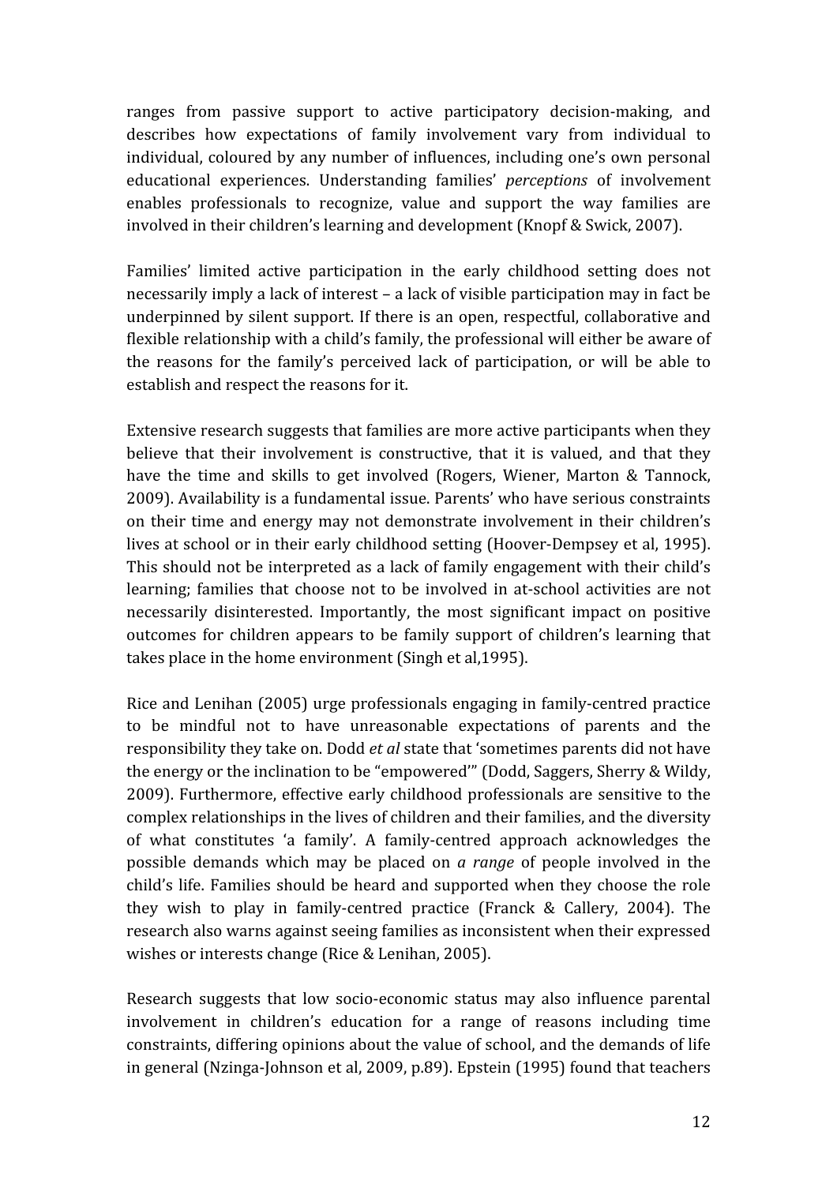ranges from passive support to active participatory decision-making, and describes how expectations of family involvement vary from individual to individual, coloured by any number of influences, including one's own personal educational experiences. Understanding families' *perceptions* of involvement enables professionals to recognize, value and support the way families are involved in their children's learning and development (Knopf & Swick, 2007).

Families' limited active participation in the early childhood setting does not necessarily imply a lack of interest – a lack of visible participation may in fact be underpinned by silent support. If there is an open, respectful, collaborative and flexible relationship with a child's family, the professional will either be aware of the reasons for the family's perceived lack of participation, or will be able to establish and respect the reasons for it.

Extensive research suggests that families are more active participants when they believe that their involvement is constructive, that it is valued, and that they have the time and skills to get involved (Rogers, Wiener, Marton & Tannock, 2009). Availability is a fundamental issue. Parents' who have serious constraints on their time and energy may not demonstrate involvement in their children's lives at school or in their early childhood setting (Hoover-Dempsey et al, 1995). This should not be interpreted as a lack of family engagement with their child's learning; families that choose not to be involved in at-school activities are not necessarily disinterested. Importantly, the most significant impact on positive outcomes for children appears to be family support of children's learning that takes place in the home environment (Singh et al,1995).

Rice and Lenihan (2005) urge professionals engaging in family-centred practice to be mindful not to have unreasonable expectations of parents and the responsibility they take on. Dodd *et al* state that 'sometimes parents did not have the energy or the inclination to be "empowered"' (Dodd, Saggers, Sherry & Wildy, 2009). Furthermore, effective early childhood professionals are sensitive to the complex relationships in the lives of children and their families, and the diversity of what constitutes 'a family'. A family-centred approach acknowledges the possible demands which may be placed on *a range* of people involved in the child's life. Families should be heard and supported when they choose the role they wish to play in family-centred practice (Franck & Callery, 2004). The research also warns against seeing families as inconsistent when their expressed wishes or interests change (Rice & Lenihan, 2005).

Research suggests that low socio-economic status may also influence parental involvement in children's education for a range of reasons including time constraints, differing opinions about the value of school, and the demands of life in general (Nzinga-Johnson et al, 2009, p.89). Epstein (1995) found that teachers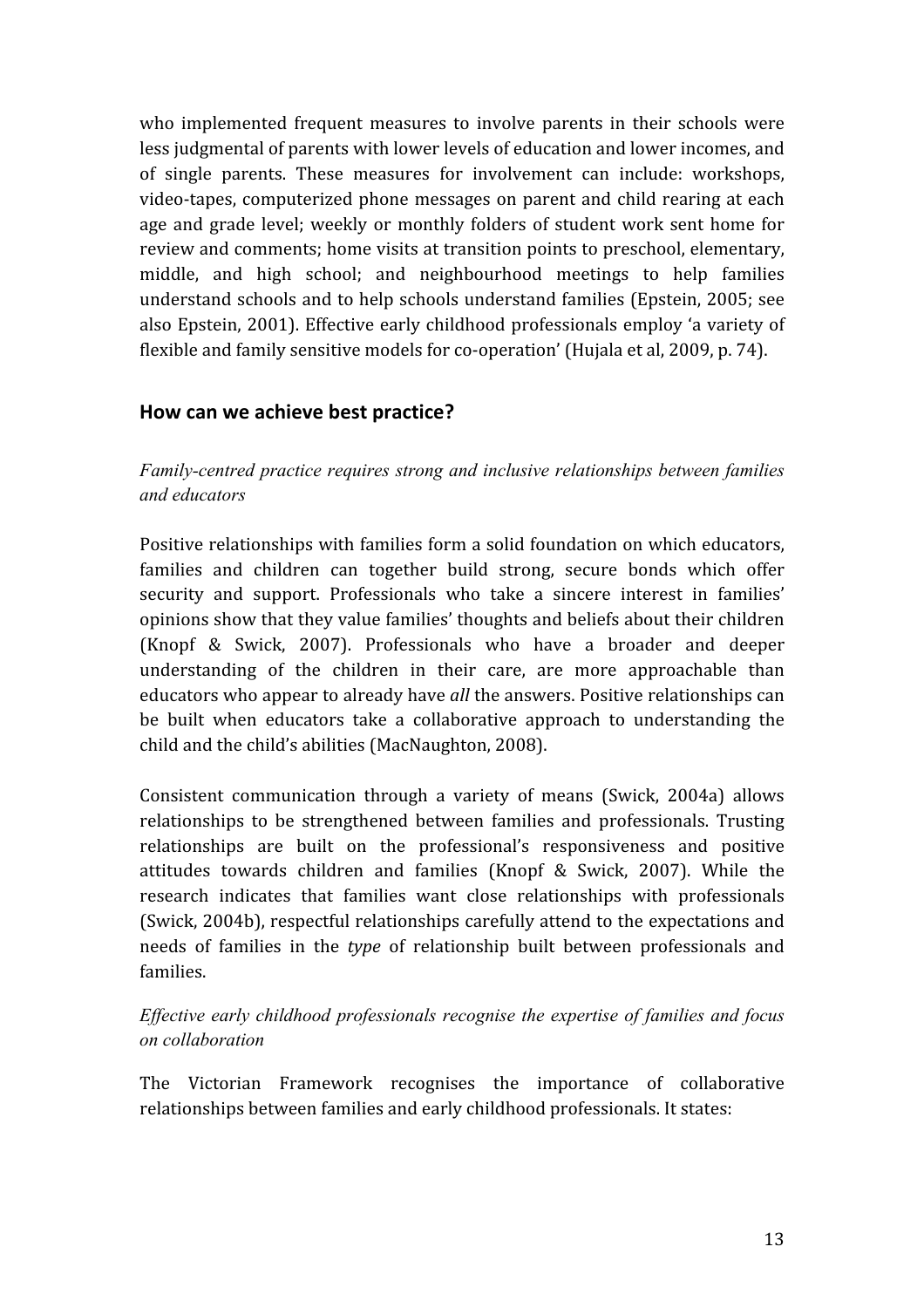who implemented frequent measures to involve parents in their schools were less judgmental of parents with lower levels of education and lower incomes, and of single parents. These measures for involvement can include: workshops, video-tapes, computerized phone messages on parent and child rearing at each age and grade level; weekly or monthly folders of student work sent home for review and comments; home visits at transition points to preschool, elementary, middle, and high school; and neighbourhood meetings to help families understand schools and to help schools understand families (Epstein, 2005; see also Epstein, 2001). Effective early childhood professionals employ 'a variety of flexible and family sensitive models for co-operation' (Hujala et al, 2009, p. 74).

## How can we achieve best practice?

*Family-centred practice requires strong and inclusive relationships between families and educators*

Positive relationships with families form a solid foundation on which educators, families and children can together build strong, secure bonds which offer security and support. Professionals who take a sincere interest in families' opinions show that they value families' thoughts and beliefs about their children (Knopf & Swick, 2007). Professionals who have a broader and deeper understanding of the children in their care, are more approachable than educators who appear to already have *all* the answers. Positive relationships can be built when educators take a collaborative approach to understanding the child and the child's abilities (MacNaughton, 2008).

Consistent communication through a variety of means (Swick, 2004a) allows relationships to be strengthened between families and professionals. Trusting relationships are built on the professional's responsiveness and positive attitudes towards children and families (Knopf & Swick, 2007). While the research indicates that families want close relationships with professionals (Swick, 2004b), respectful relationships carefully attend to the expectations and needs of families in the *type* of relationship built between professionals and families.

*Effective early childhood professionals recognise the expertise of families and focus on collaboration*

The Victorian Framework recognises the importance of collaborative relationships between families and early childhood professionals. It states: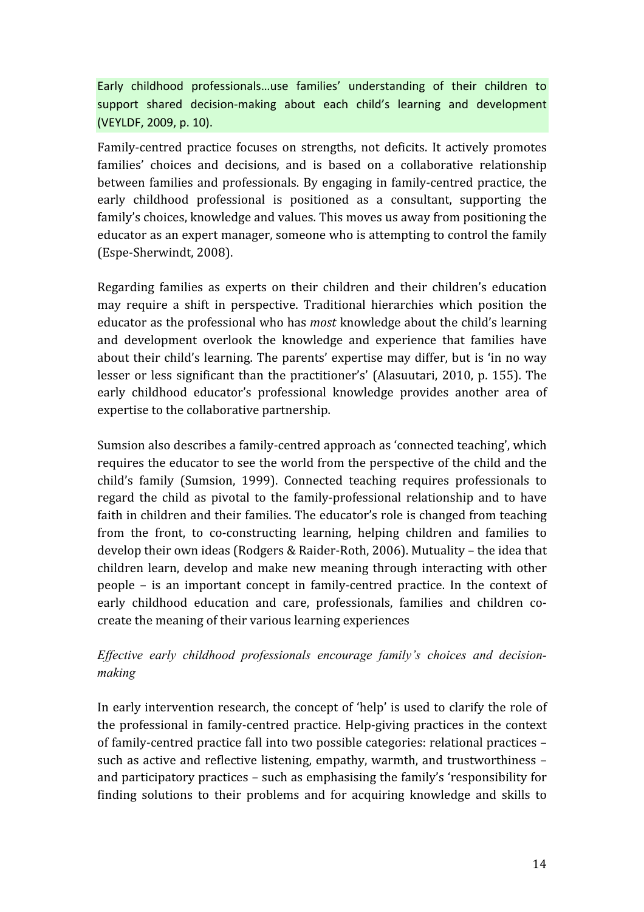Early childhood professionals…use families' understanding of their children to support shared decision-making about each child's learning and development (VEYLDF, 2009, p. 10).

Family-centred practice focuses on strengths, not deficits. It actively promotes families' choices and decisions, and is based on a collaborative relationship between families and professionals. By engaging in family-centred practice, the early childhood professional is positioned as a consultant, supporting the family's choices, knowledge and values. This moves us away from positioning the educator as an expert manager, someone who is attempting to control the family (Espe-Sherwindt, 2008).

Regarding families as experts on their children and their children's education may require a shift in perspective. Traditional hierarchies which position the educator as the professional who has *most* knowledge about the child's learning and development overlook the knowledge and experience that families have about their child's learning. The parents' expertise may differ, but is 'in no way lesser or less significant than the practitioner's' (Alasuutari, 2010, p. 155). The early childhood educator's professional knowledge provides another area of expertise to the collaborative partnership.

Sumsion also describes a family-centred approach as 'connected teaching', which requires the educator to see the world from the perspective of the child and the child's family (Sumsion, 1999). Connected teaching requires professionals to regard the child as pivotal to the family-professional relationship and to have faith in children and their families. The educator's role is changed from teaching from the front, to co-constructing learning, helping children and families to develop their own ideas (Rodgers & Raider-Roth, 2006). Mutuality – the idea that children learn, develop and make new meaning through interacting with other people – is an important concept in family-centred practice. In the context of early childhood education and care, professionals, families and children co-create the meaning of their various learning experiences

*Effective early childhood professionals encourage family's choices and decision-making*

In early intervention research, the concept of 'help' is used to clarify the role of the professional in family-centred practice. Help-giving practices in the context of family-centred practice fall into two possible categories: relational practices – such as active and reflective listening, empathy, warmth, and trustworthiness – and participatory practices – such as emphasising the family's 'responsibility for finding solutions to their problems and for acquiring knowledge and skills to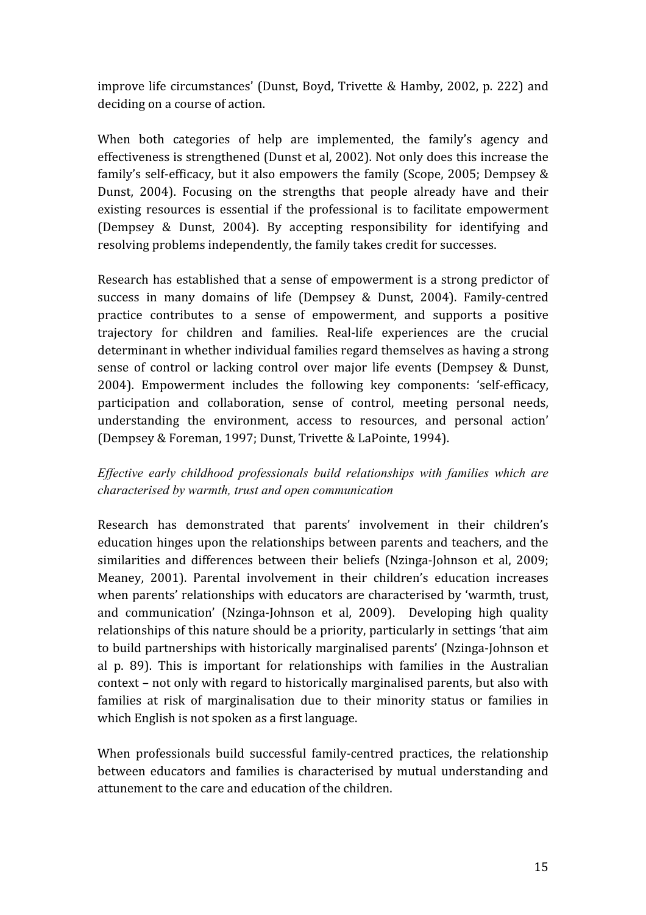improve life circumstances' (Dunst, Boyd, Trivette & Hamby, 2002, p. 222) and deciding on a course of action.

When both categories of help are implemented, the family's agency and effectiveness is strengthened (Dunst et al, 2002). Not only does this increase the family's self-efficacy, but it also empowers the family (Scope, 2005; Dempsey & Dunst, 2004). Focusing on the strengths that people already have and their existing resources is essential if the professional is to facilitate empowerment (Dempsey & Dunst, 2004). By accepting responsibility for identifying and resolving problems independently, the family takes credit for successes.

Research has established that a sense of empowerment is a strong predictor of success in many domains of life (Dempsey & Dunst, 2004). Family-centred practice contributes to a sense of empowerment, and supports a positive trajectory for children and families. Real-life experiences are the crucial determinant in whether individual families regard themselves as having a strong sense of control or lacking control over major life events (Dempsey & Dunst, 2004). Empowerment includes the following key components: 'self-efficacy, participation and collaboration, sense of control, meeting personal needs, understanding the environment, access to resources, and personal action' (Dempsey & Foreman, 1997; Dunst, Trivette & LaPointe, 1994).

*Effective early childhood professionals build relationships with families which are characterised by warmth, trust and open communication*

Research has demonstrated that parents' involvement in their children's education hinges upon the relationships between parents and teachers, and the similarities and differences between their beliefs (Nzinga-Johnson et al, 2009; Meaney, 2001). Parental involvement in their children's education increases when parents' relationships with educators are characterised by 'warmth, trust, and communication' (Nzinga-Johnson et al, 2009). Developing high quality relationships of this nature should be a priority, particularly in settings 'that aim to build partnerships with historically marginalised parents' (Nzinga-Johnson et al p. 89). This is important for relationships with families in the Australian context – not only with regard to historically marginalised parents, but also with families at risk of marginalisation due to their minority status or families in which English is not spoken as a first language.

When professionals build successful family-centred practices, the relationship between educators and families is characterised by mutual understanding and attunement to the care and education of the children.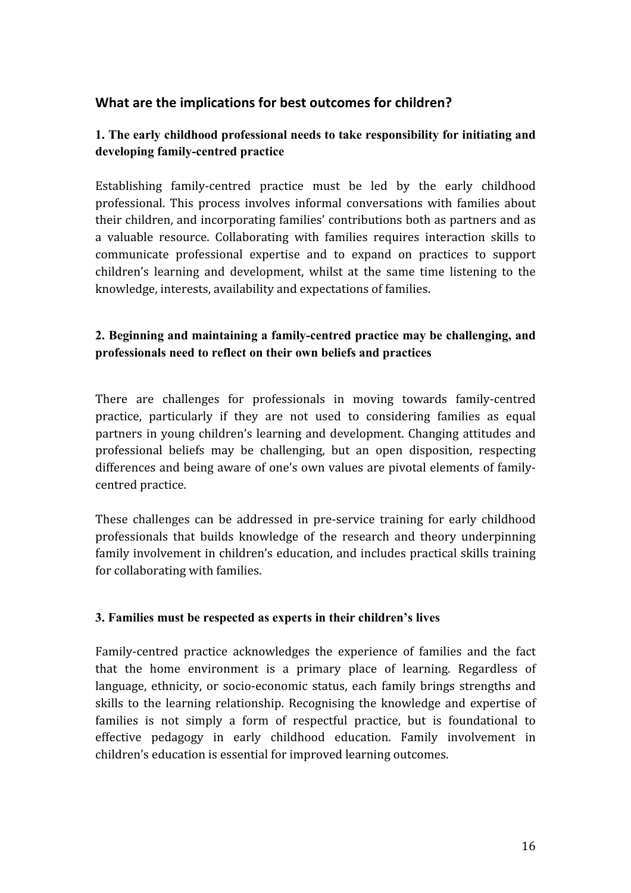## What are the implications for best outcomes for children?

### 1. The early childhood professional needs to take responsibility for initiating and developing family-centred practice

Establishing family-centred practice must be led by the early childhood professional. This process involves informal conversations with families about their children, and incorporating families' contributions both as partners and as a valuable resource. Collaborating with families requires interaction skills to communicate professional expertise and to expand on practices to support children's learning and development, whilst at the same time listening to the knowledge, interests, availability and expectations of families.

### 2. Beginning and maintaining a family-centred practice may be challenging, and professionals need to reflect on their own beliefs and practices

There are challenges for professionals in moving towards family-centred practice, particularly if they are not used to considering families as equal partners in young children's learning and development. Changing attitudes and professional beliefs may be challenging, but an open disposition, respecting differences and being aware of one's own values are pivotal elements of family-centred practice.

These challenges can be addressed in pre-service training for early childhood professionals that builds knowledge of the research and theory underpinning family involvement in children's education, and includes practical skills training for collaborating with families.

### 3. Families must be respected as experts in their children's lives

Family-centred practice acknowledges the experience of families and the fact that the home environment is a primary place of learning. Regardless of language, ethnicity, or socio-economic status, each family brings strengths and skills to the learning relationship. Recognising the knowledge and expertise of families is not simply a form of respectful practice, but is foundational to effective pedagogy in early childhood education. Family involvement in children's education is essential for improved learning outcomes.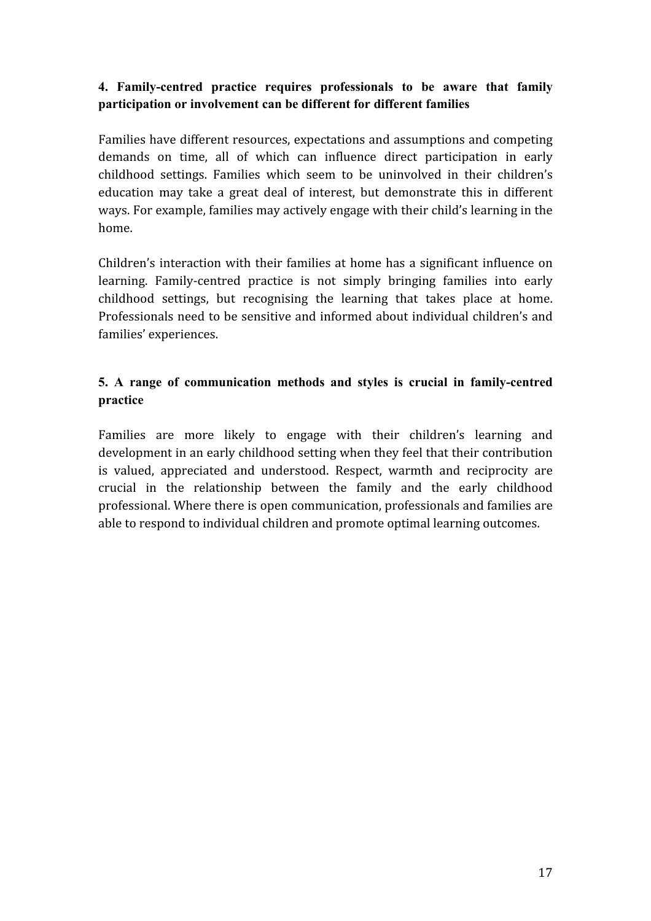**4. Family-centred practice requires professionals to be aware that family participation or involvement can be different for different families**

Families have different resources, expectations and assumptions and competing demands on time, all of which can influence direct participation in early childhood settings. Families which seem to be uninvolved in their children's education may take a great deal of interest, but demonstrate this in different ways. For example, families may actively engage with their child's learning in the home.

Children's interaction with their families at home has a significant influence on learning. Family-centred practice is not simply bringing families into early childhood settings, but recognising the learning that takes place at home. Professionals need to be sensitive and informed about individual children's and families' experiences.

**5. A range of communication methods and styles is crucial in family-centred practice**

Families are more likely to engage with their children's learning and development in an early childhood setting when they feel that their contribution is valued, appreciated and understood. Respect, warmth and reciprocity are crucial in the relationship between the family and the early childhood professional. Where there is open communication, professionals and families are able to respond to individual children and promote optimal learning outcomes.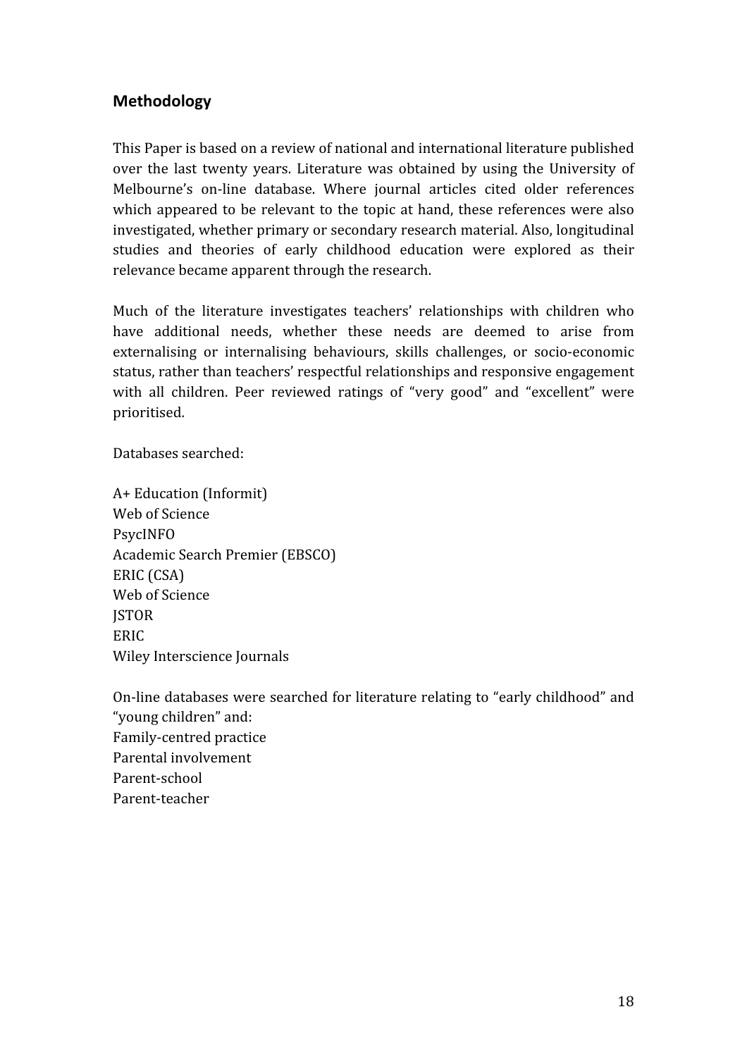## Methodology

This Paper is based on a review of national and international literature published over the last twenty years. Literature was obtained by using the University of Melbourne's on-line database. Where journal articles cited older references which appeared to be relevant to the topic at hand, these references were also investigated, whether primary or secondary research material. Also, longitudinal studies and theories of early childhood education were explored as their relevance became apparent through the research.

Much of the literature investigates teachers' relationships with children who have additional needs, whether these needs are deemed to arise from externalising or internalising behaviours, skills challenges, or socio-economic status, rather than teachers' respectful relationships and responsive engagement with all children. Peer reviewed ratings of "very good" and "excellent" were prioritised.

Databases searched:

A+ Education (Informit)
Web of Science
PsycINFO
Academic Search Premier (EBSCO)
ERIC (CSA)
Web of Science
JSTOR
ERIC
Wiley Interscience Journals

On-line databases were searched for literature relating to "early childhood" and "young children" and:
Family-centred practice
Parental involvement
Parent-school
Parent-teacher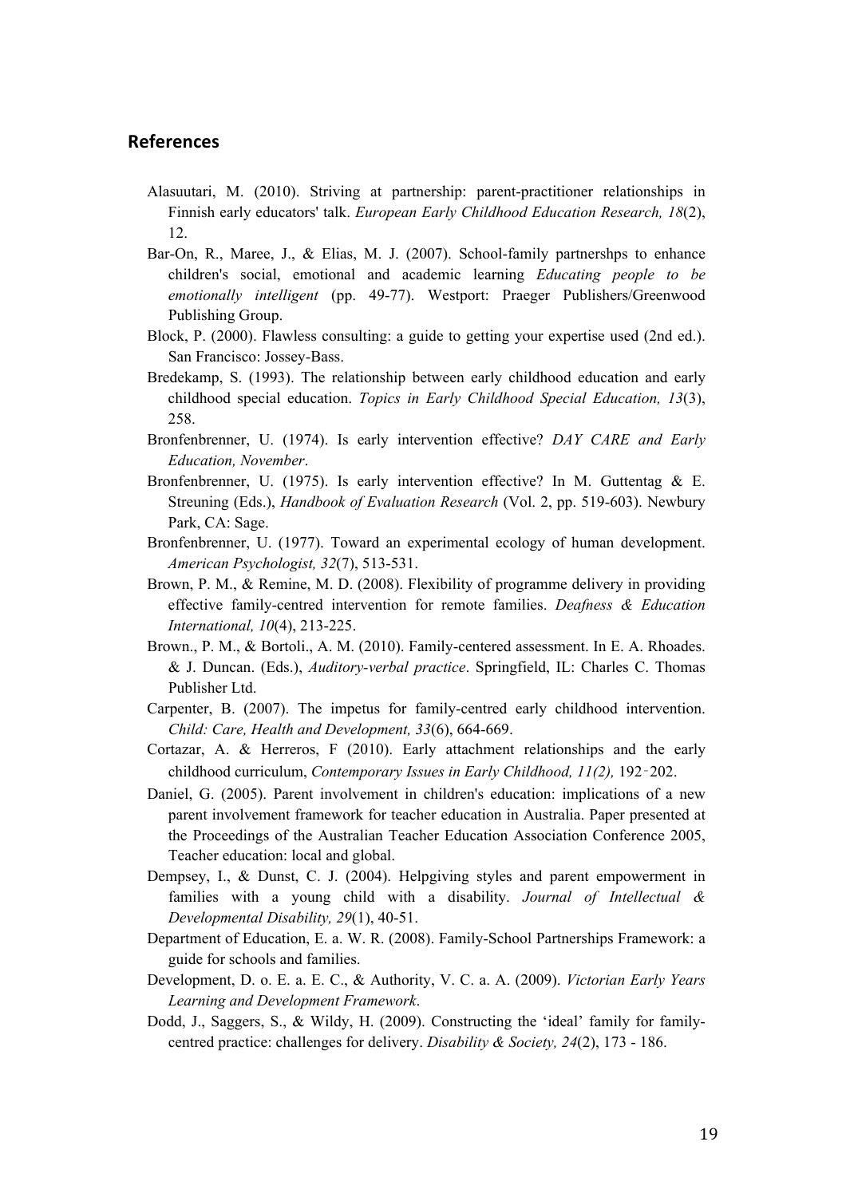## References

Alasuutari, M. (2010). Striving at partnership: parent-practitioner relationships in Finnish early educators' talk. *European Early Childhood Education Research, 18*(2), 12.

Bar-On, R., Maree, J., & Elias, M. J. (2007). School-family partnershps to enhance children's social, emotional and academic learning *Educating people to be emotionally intelligent* (pp. 49-77). Westport: Praeger Publishers/Greenwood Publishing Group.

Block, P. (2000). Flawless consulting: a guide to getting your expertise used (2nd ed.). San Francisco: Jossey-Bass.

Bredekamp, S. (1993). The relationship between early childhood education and early childhood special education. *Topics in Early Childhood Special Education, 13*(3), 258.

Bronfenbrenner, U. (1974). Is early intervention effective? *DAY CARE and Early Education, November*.

Bronfenbrenner, U. (1975). Is early intervention effective? In M. Guttentag & E. Streuning (Eds.), *Handbook of Evaluation Research* (Vol. 2, pp. 519-603). Newbury Park, CA: Sage.

Bronfenbrenner, U. (1977). Toward an experimental ecology of human development. *American Psychologist, 32*(7), 513-531.

Brown, P. M., & Remine, M. D. (2008). Flexibility of programme delivery in providing effective family-centred intervention for remote families. *Deafness & Education International, 10*(4), 213-225.

Brown., P. M., & Bortoli., A. M. (2010). Family-centered assessment. In E. A. Rhoades. & J. Duncan. (Eds.), *Auditory-verbal practice*. Springfield, IL: Charles C. Thomas Publisher Ltd.

Carpenter, B. (2007). The impetus for family-centred early childhood intervention. *Child: Care, Health and Development, 33*(6), 664-669.

Cortazar, A. & Herreros, F (2010). Early attachment relationships and the early childhood curriculum, *Contemporary Issues in Early Childhood, 11(2),* 192‑202.

Daniel, G. (2005). Parent involvement in children's education: implications of a new parent involvement framework for teacher education in Australia. Paper presented at the Proceedings of the Australian Teacher Education Association Conference 2005, Teacher education: local and global.

Dempsey, I., & Dunst, C. J. (2004). Helpgiving styles and parent empowerment in families with a young child with a disability. *Journal of Intellectual & Developmental Disability, 29*(1), 40-51.

Department of Education, E. a. W. R. (2008). Family-School Partnerships Framework: a guide for schools and families.

Development, D. o. E. a. E. C., & Authority, V. C. a. A. (2009). *Victorian Early Years Learning and Development Framework*.

Dodd, J., Saggers, S., & Wildy, H. (2009). Constructing the 'ideal' family for family-centred practice: challenges for delivery. *Disability & Society, 24*(2), 173 - 186.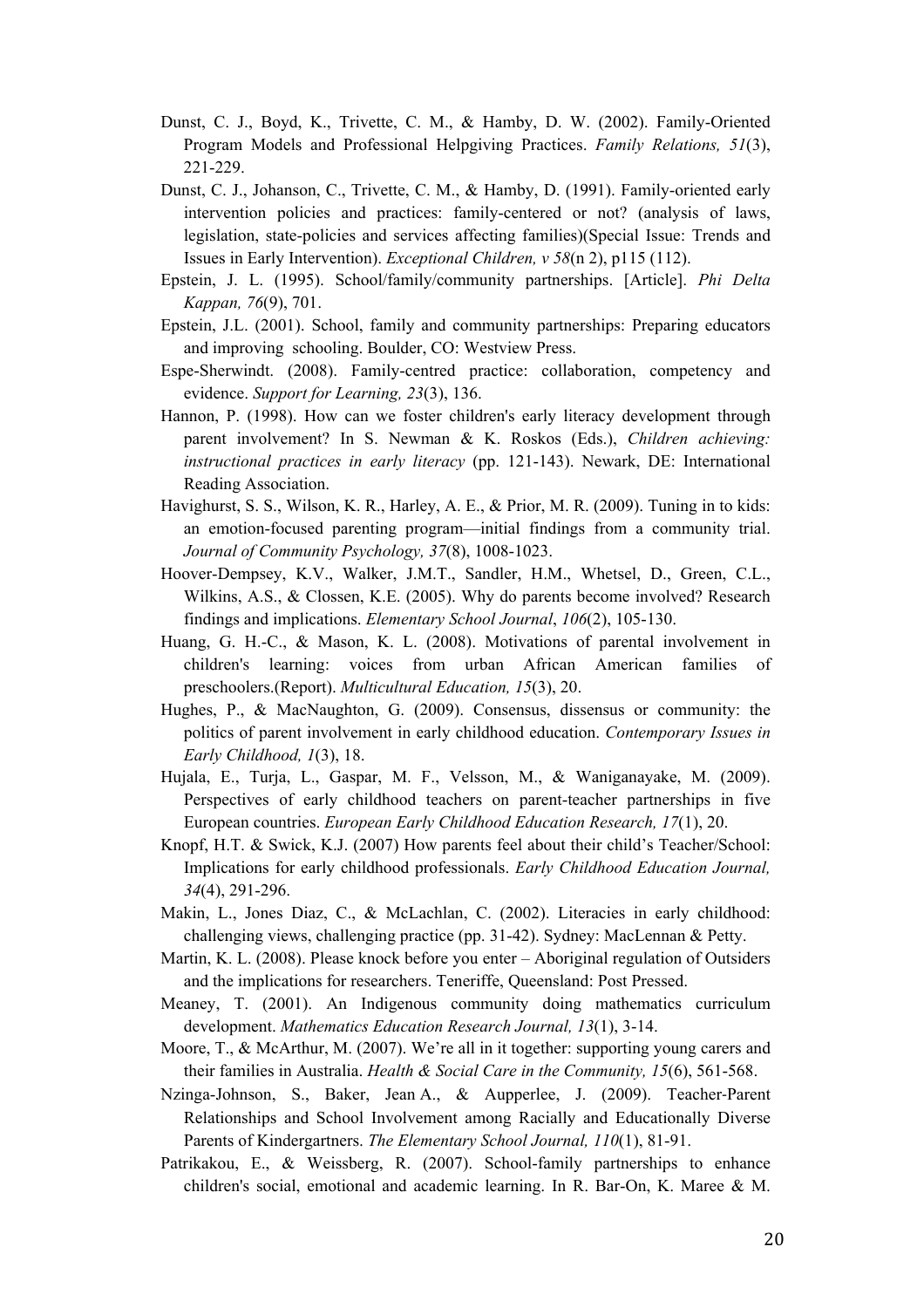Dunst, C. J., Boyd, K., Trivette, C. M., & Hamby, D. W. (2002). Family-Oriented Program Models and Professional Helpgiving Practices. *Family Relations, 51*(3), 221-229.

Dunst, C. J., Johanson, C., Trivette, C. M., & Hamby, D. (1991). Family-oriented early intervention policies and practices: family-centered or not? (analysis of laws, legislation, state-policies and services affecting families)(Special Issue: Trends and Issues in Early Intervention). *Exceptional Children, v 58*(n 2), p115 (112).

Epstein, J. L. (1995). School/family/community partnerships. [Article]. *Phi Delta Kappan, 76*(9), 701.

Epstein, J.L. (2001). School, family and community partnerships: Preparing educators and improving schooling. Boulder, CO: Westview Press.

Espe-Sherwindt. (2008). Family-centred practice: collaboration, competency and evidence. *Support for Learning, 23*(3), 136.

Hannon, P. (1998). How can we foster children's early literacy development through parent involvement? In S. Newman & K. Roskos (Eds.), *Children achieving: instructional practices in early literacy* (pp. 121-143). Newark, DE: International Reading Association.

Havighurst, S. S., Wilson, K. R., Harley, A. E., & Prior, M. R. (2009). Tuning in to kids: an emotion-focused parenting program—initial findings from a community trial. *Journal of Community Psychology, 37*(8), 1008-1023.

Hoover-Dempsey, K.V., Walker, J.M.T., Sandler, H.M., Whetsel, D., Green, C.L., Wilkins, A.S., & Clossen, K.E. (2005). Why do parents become involved? Research findings and implications. *Elementary School Journal*, *106*(2), 105-130.

Huang, G. H.-C., & Mason, K. L. (2008). Motivations of parental involvement in children's learning: voices from urban African American families of preschoolers.(Report). *Multicultural Education, 15*(3), 20.

Hughes, P., & MacNaughton, G. (2009). Consensus, dissensus or community: the politics of parent involvement in early childhood education. *Contemporary Issues in Early Childhood, 1*(3), 18.

Hujala, E., Turja, L., Gaspar, M. F., Velsson, M., & Waniganayake, M. (2009). Perspectives of early childhood teachers on parent-teacher partnerships in five European countries. *European Early Childhood Education Research, 17*(1), 20.

Knopf, H.T. & Swick, K.J. (2007) How parents feel about their child's Teacher/School: Implications for early childhood professionals. *Early Childhood Education Journal, 34*(4), 291-296.

Makin, L., Jones Diaz, C., & McLachlan, C. (2002). Literacies in early childhood: challenging views, challenging practice (pp. 31-42). Sydney: MacLennan & Petty.

Martin, K. L. (2008). Please knock before you enter – Aboriginal regulation of Outsiders and the implications for researchers. Teneriffe, Queensland: Post Pressed.

Meaney, T. (2001). An Indigenous community doing mathematics curriculum development. *Mathematics Education Research Journal, 13*(1), 3-14.

Moore, T., & McArthur, M. (2007). We're all in it together: supporting young carers and their families in Australia. *Health & Social Care in the Community, 15*(6), 561-568.

Nzinga-Johnson, S., Baker, Jean A., & Aupperlee, J. (2009). Teacher-Parent Relationships and School Involvement among Racially and Educationally Diverse Parents of Kindergartners. *The Elementary School Journal, 110*(1), 81-91.

Patrikakou, E., & Weissberg, R. (2007). School-family partnerships to enhance children's social, emotional and academic learning. In R. Bar-On, K. Maree & M.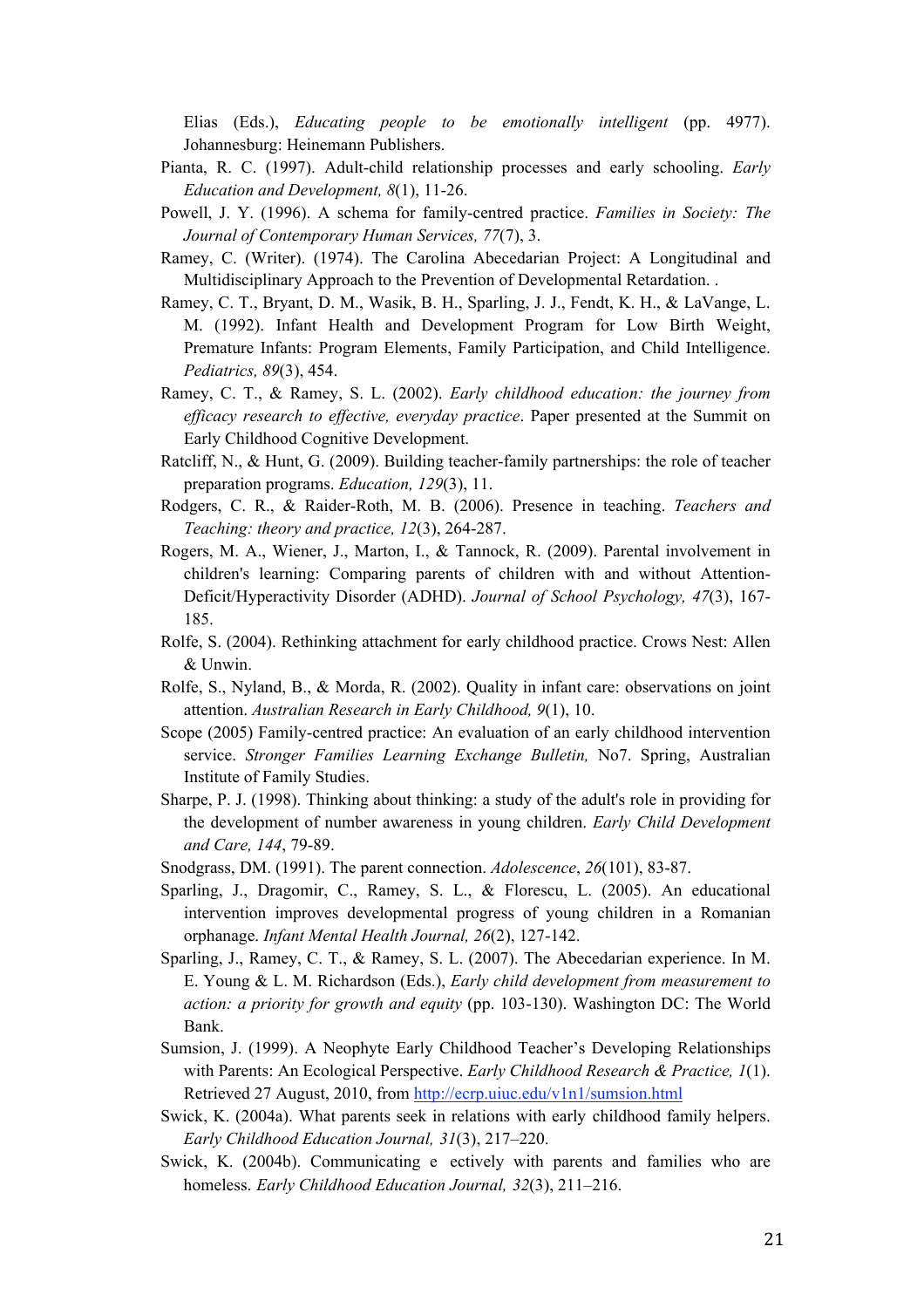Elias (Eds.), *Educating people to be emotionally intelligent* (pp. 4977). Johannesburg: Heinemann Publishers.

Pianta, R. C. (1997). Adult-child relationship processes and early schooling. *Early Education and Development, 8*(1), 11-26.

Powell, J. Y. (1996). A schema for family-centred practice. *Families in Society: The Journal of Contemporary Human Services, 77*(7), 3.

Ramey, C. (Writer). (1974). The Carolina Abecedarian Project: A Longitudinal and Multidisciplinary Approach to the Prevention of Developmental Retardation. .

Ramey, C. T., Bryant, D. M., Wasik, B. H., Sparling, J. J., Fendt, K. H., & LaVange, L. M. (1992). Infant Health and Development Program for Low Birth Weight, Premature Infants: Program Elements, Family Participation, and Child Intelligence. *Pediatrics, 89*(3), 454.

Ramey, C. T., & Ramey, S. L. (2002). *Early childhood education: the journey from efficacy research to effective, everyday practice*. Paper presented at the Summit on Early Childhood Cognitive Development.

Ratcliff, N., & Hunt, G. (2009). Building teacher-family partnerships: the role of teacher preparation programs. *Education, 129*(3), 11.

Rodgers, C. R., & Raider-Roth, M. B. (2006). Presence in teaching. *Teachers and Teaching: theory and practice, 12*(3), 264-287.

Rogers, M. A., Wiener, J., Marton, I., & Tannock, R. (2009). Parental involvement in children's learning: Comparing parents of children with and without Attention-Deficit/Hyperactivity Disorder (ADHD). *Journal of School Psychology, 47*(3), 167-185.

Rolfe, S. (2004). Rethinking attachment for early childhood practice. Crows Nest: Allen & Unwin.

Rolfe, S., Nyland, B., & Morda, R. (2002). Quality in infant care: observations on joint attention. *Australian Research in Early Childhood, 9*(1), 10.

Scope (2005) Family-centred practice: An evaluation of an early childhood intervention service. *Stronger Families Learning Exchange Bulletin,* No7. Spring, Australian Institute of Family Studies.

Sharpe, P. J. (1998). Thinking about thinking: a study of the adult's role in providing for the development of number awareness in young children. *Early Child Development and Care, 144*, 79-89.

Snodgrass, DM. (1991). The parent connection. *Adolescence*, *26*(101), 83-87.

Sparling, J., Dragomir, C., Ramey, S. L., & Florescu, L. (2005). An educational intervention improves developmental progress of young children in a Romanian orphanage. *Infant Mental Health Journal, 26*(2), 127-142.

Sparling, J., Ramey, C. T., & Ramey, S. L. (2007). The Abecedarian experience. In M. E. Young & L. M. Richardson (Eds.), *Early child development from measurement to action: a priority for growth and equity* (pp. 103-130). Washington DC: The World Bank.

Sumsion, J. (1999). A Neophyte Early Childhood Teacher's Developing Relationships with Parents: An Ecological Perspective. *Early Childhood Research & Practice, 1*(1). Retrieved 27 August, 2010, from http://ecrp.uiuc.edu/v1n1/sumsion.html

Swick, K. (2004a). What parents seek in relations with early childhood family helpers. *Early Childhood Education Journal, 31*(3), 217–220.

Swick, K. (2004b). Communicating e ectively with parents and families who are homeless. *Early Childhood Education Journal, 32*(3), 211–216.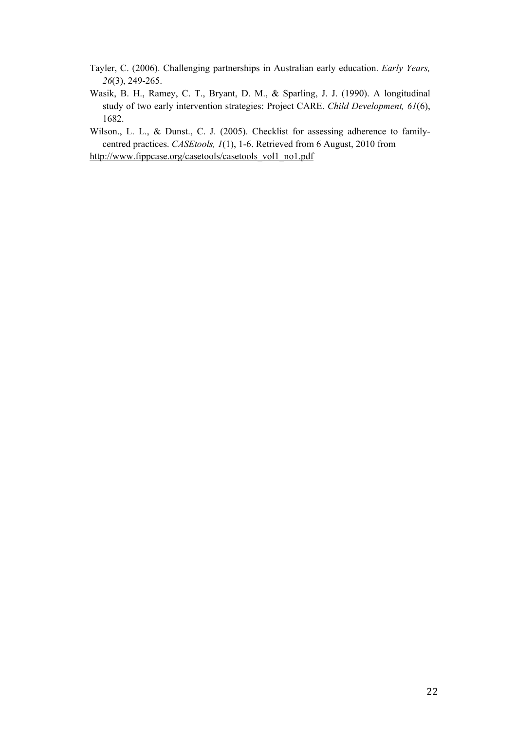Tayler, C. (2006). Challenging partnerships in Australian early education. *Early Years, 26*(3), 249-265.

Wasik, B. H., Ramey, C. T., Bryant, D. M., & Sparling, J. J. (1990). A longitudinal study of two early intervention strategies: Project CARE. *Child Development, 61*(6), 1682.

Wilson., L. L., & Dunst., C. J. (2005). Checklist for assessing adherence to family-centred practices. *CASEtools, 1*(1), 1-6. Retrieved from 6 August, 2010 from http://www.fippcase.org/casetools/casetools_vol1_no1.pdf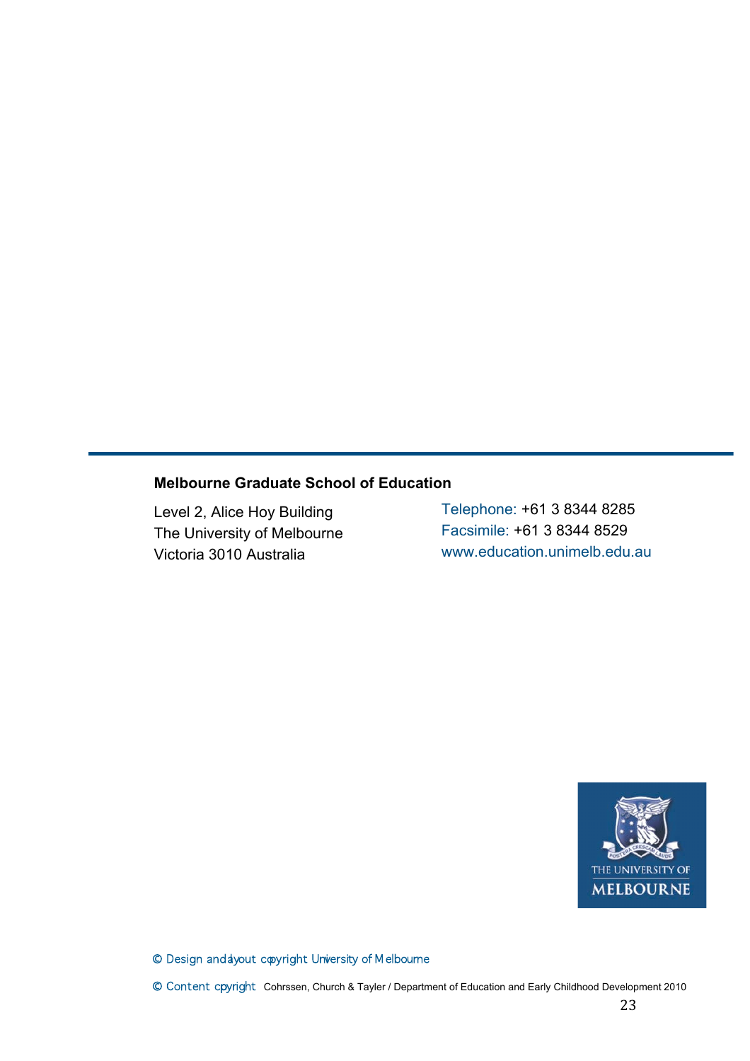**Melbourne Graduate School of Education**

Level 2, Alice Hoy Building
The University of Melbourne
Victoria 3010 Australia

Telephone: +61 3 8344 8285
Facsimile: +61 3 8344 8529
www.education.unimelb.edu.au

THE UNIVERSITY OF MELBOURNE

© Design and layout copyright University of Melbourne

© Content copyright Cohrssen, Church & Tayler / Department of Education and Early Childhood Development 2010